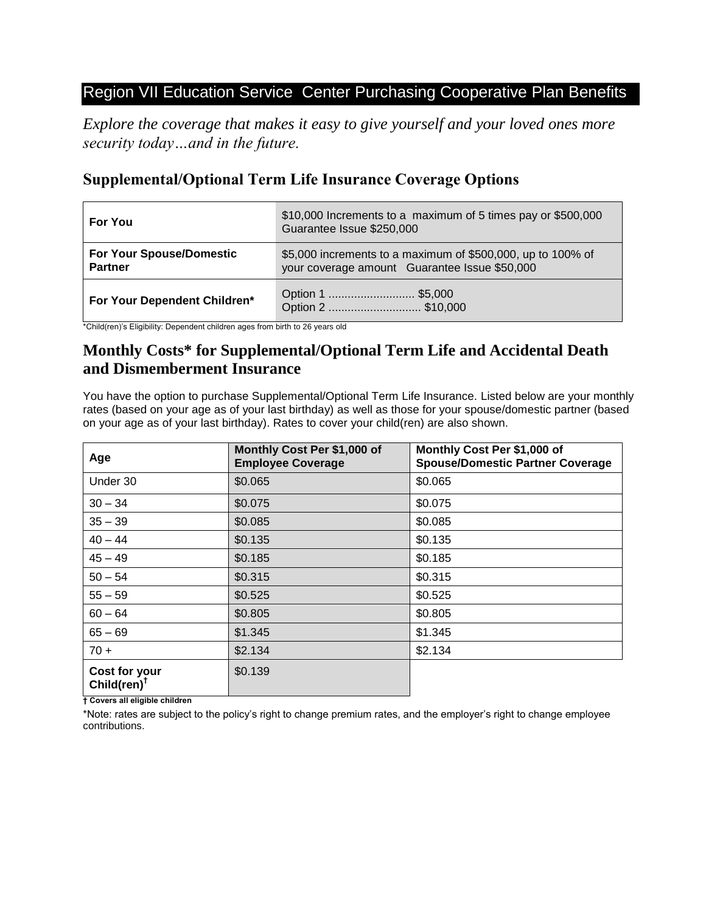# Region VII Education Service Center Purchasing Cooperative Plan Benefits

*Explore the coverage that makes it easy to give yourself and your loved ones more security today…and in the future.*

## Supplemental/Optional Term Life Insurance Coverage Options

| | |
|---|---|
| **For You** | $10,000 Increments to a maximum of 5 times pay or $500,000<br>Guarantee Issue $250,000 |
| **For Your Spouse/Domestic Partner** | $5,000 increments to a maximum of $500,000, up to 100% of your coverage amount Guarantee Issue $50,000 |
| **For Your Dependent Children*** | Option 1 .......................... $5,000<br>Option 2 ............................ $10,000 |

*Child(ren)'s Eligibility: Dependent children ages from birth to 26 years old

## Monthly Costs* for Supplemental/Optional Term Life and Accidental Death and Dismemberment Insurance

You have the option to purchase Supplemental/Optional Term Life Insurance. Listed below are your monthly rates (based on your age as of your last birthday) as well as those for your spouse/domestic partner (based on your age as of your last birthday). Rates to cover your child(ren) are also shown.

| Age | Monthly Cost Per $1,000 of Employee Coverage | Monthly Cost Per $1,000 of Spouse/Domestic Partner Coverage |
|---|---|---|
| Under 30 | $0.065 | $0.065 |
| 30 – 34 | $0.075 | $0.075 |
| 35 – 39 | $0.085 | $0.085 |
| 40 – 44 | $0.135 | $0.135 |
| 45 – 49 | $0.185 | $0.185 |
| 50 – 54 | $0.315 | $0.315 |
| 55 – 59 | $0.525 | $0.525 |
| 60 – 64 | $0.805 | $0.805 |
| 65 – 69 | $1.345 | $1.345 |
| 70 + | $2.134 | $2.134 |
| **Cost for your Child(ren)†** | $0.139 | |

**† Covers all eligible children**

*Note: rates are subject to the policy's right to change premium rates, and the employer's right to change employee contributions.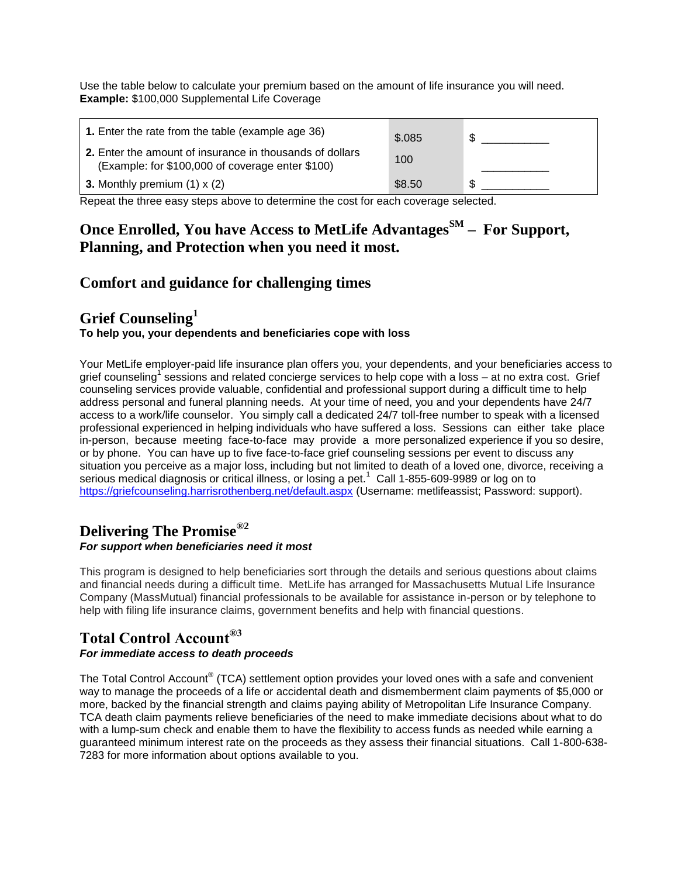Use the table below to calculate your premium based on the amount of life insurance you will need.
**Example:** $100,000 Supplemental Life Coverage

| | | |
|---|---|---|
| **1.** Enter the rate from the table (example age 36) | $.085 | $ ___________ |
| **2.** Enter the amount of insurance in thousands of dollars (Example: for $100,000 of coverage enter $100) | 100 | ___________ |
| **3.** Monthly premium (1) x (2) | $8.50 | $ ___________ |

Repeat the three easy steps above to determine the cost for each coverage selected.

## Once Enrolled, You have Access to MetLife Advantages℠ – For Support, Planning, and Protection when you need it most.

## Comfort and guidance for challenging times

### Grief Counseling[1]

**To help you, your dependents and beneficiaries cope with loss**

Your MetLife employer-paid life insurance plan offers you, your dependents, and your beneficiaries access to grief counseling[1] sessions and related concierge services to help cope with a loss – at no extra cost. Grief counseling services provide valuable, confidential and professional support during a difficult time to help address personal and funeral planning needs. At your time of need, you and your dependents have 24/7 access to a work/life counselor. You simply call a dedicated 24/7 toll-free number to speak with a licensed professional experienced in helping individuals who have suffered a loss. Sessions can either take place in-person, because meeting face-to-face may provide a more personalized experience if you so desire, or by phone. You can have up to five face-to-face grief counseling sessions per event to discuss any situation you perceive as a major loss, including but not limited to death of a loved one, divorce, receiving a serious medical diagnosis or critical illness, or losing a pet.[1] Call 1-855-609-9989 or log on to https://griefcounseling.harrisrothenberg.net/default.aspx (Username: metlifeassist; Password: support).

### Delivering The Promise®[2]

***For support when beneficiaries need it most***

This program is designed to help beneficiaries sort through the details and serious questions about claims and financial needs during a difficult time. MetLife has arranged for Massachusetts Mutual Life Insurance Company (MassMutual) financial professionals to be available for assistance in-person or by telephone to help with filing life insurance claims, government benefits and help with financial questions.

### Total Control Account®[3]

***For immediate access to death proceeds***

The Total Control Account® (TCA) settlement option provides your loved ones with a safe and convenient way to manage the proceeds of a life or accidental death and dismemberment claim payments of $5,000 or more, backed by the financial strength and claims paying ability of Metropolitan Life Insurance Company. TCA death claim payments relieve beneficiaries of the need to make immediate decisions about what to do with a lump-sum check and enable them to have the flexibility to access funds as needed while earning a guaranteed minimum interest rate on the proceeds as they assess their financial situations. Call 1-800-638-7283 for more information about options available to you.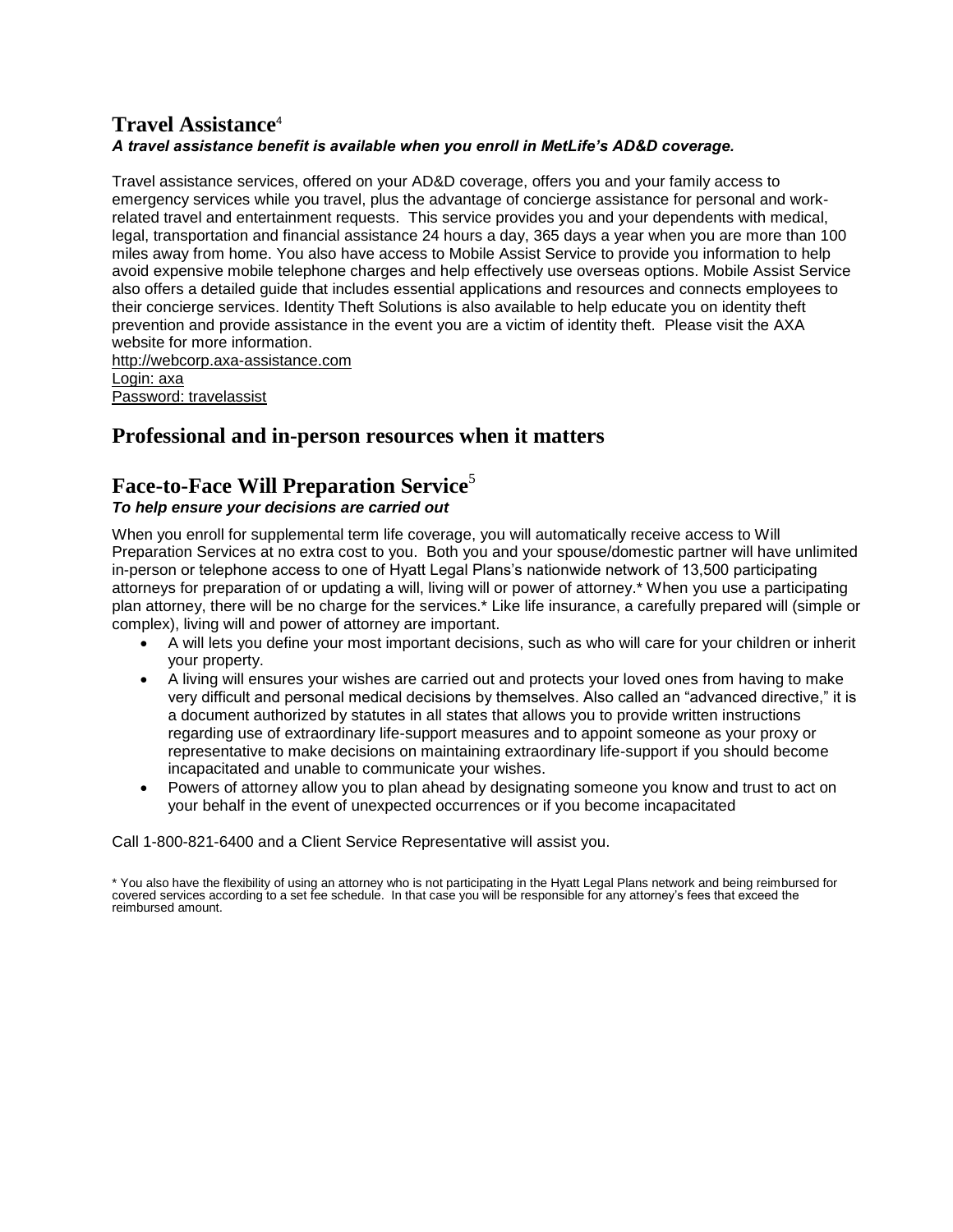## Travel Assistance[4]

***A travel assistance benefit is available when you enroll in MetLife's AD&D coverage.***

Travel assistance services, offered on your AD&D coverage, offers you and your family access to emergency services while you travel, plus the advantage of concierge assistance for personal and work-related travel and entertainment requests. This service provides you and your dependents with medical, legal, transportation and financial assistance 24 hours a day, 365 days a year when you are more than 100 miles away from home. You also have access to Mobile Assist Service to provide you information to help avoid expensive mobile telephone charges and help effectively use overseas options. Mobile Assist Service also offers a detailed guide that includes essential applications and resources and connects employees to their concierge services. Identity Theft Solutions is also available to help educate you on identity theft prevention and provide assistance in the event you are a victim of identity theft. Please visit the AXA website for more information.

http://webcorp.axa-assistance.com
Login: axa
Password: travelassist

## Professional and in-person resources when it matters

## Face-to-Face Will Preparation Service[5]

***To help ensure your decisions are carried out***

When you enroll for supplemental term life coverage, you will automatically receive access to Will Preparation Services at no extra cost to you. Both you and your spouse/domestic partner will have unlimited in-person or telephone access to one of Hyatt Legal Plans's nationwide network of 13,500 participating attorneys for preparation of or updating a will, living will or power of attorney.* When you use a participating plan attorney, there will be no charge for the services.* Like life insurance, a carefully prepared will (simple or complex), living will and power of attorney are important.

- A will lets you define your most important decisions, such as who will care for your children or inherit your property.
- A living will ensures your wishes are carried out and protects your loved ones from having to make very difficult and personal medical decisions by themselves. Also called an "advanced directive," it is a document authorized by statutes in all states that allows you to provide written instructions regarding use of extraordinary life-support measures and to appoint someone as your proxy or representative to make decisions on maintaining extraordinary life-support if you should become incapacitated and unable to communicate your wishes.
- Powers of attorney allow you to plan ahead by designating someone you know and trust to act on your behalf in the event of unexpected occurrences or if you become incapacitated

Call 1-800-821-6400 and a Client Service Representative will assist you.

* You also have the flexibility of using an attorney who is not participating in the Hyatt Legal Plans network and being reimbursed for covered services according to a set fee schedule. In that case you will be responsible for any attorney's fees that exceed the reimbursed amount.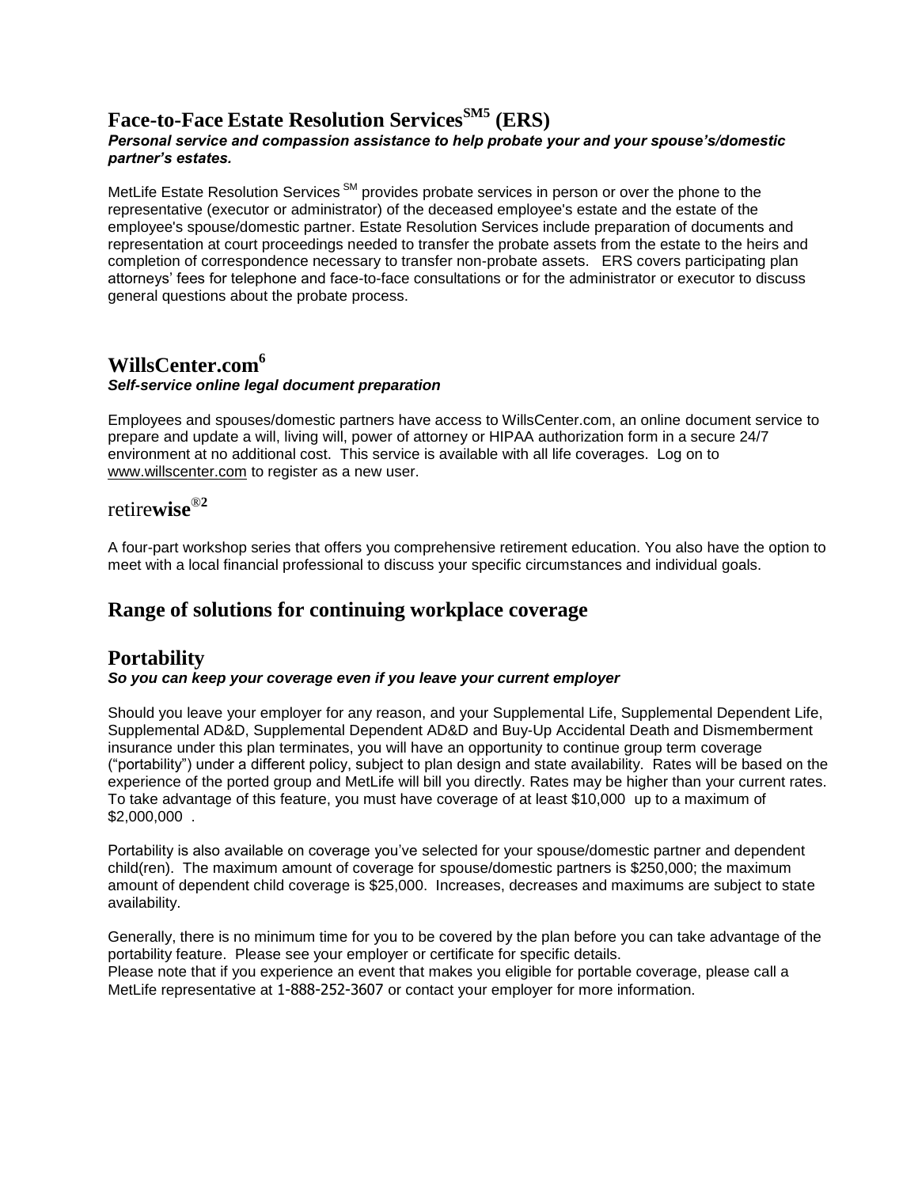## Face-to-Face Estate Resolution Services[SM5] (ERS)

***Personal service and compassion assistance to help probate your and your spouse's/domestic partner's estates.***

MetLife Estate Resolution Services [SM] provides probate services in person or over the phone to the representative (executor or administrator) of the deceased employee's estate and the estate of the employee's spouse/domestic partner. Estate Resolution Services include preparation of documents and representation at court proceedings needed to transfer the probate assets from the estate to the heirs and completion of correspondence necessary to transfer non-probate assets. ERS covers participating plan attorneys' fees for telephone and face-to-face consultations or for the administrator or executor to discuss general questions about the probate process.

## WillsCenter.com[6]

***Self-service online legal document preparation***

Employees and spouses/domestic partners have access to WillsCenter.com, an online document service to prepare and update a will, living will, power of attorney or HIPAA authorization form in a secure 24/7 environment at no additional cost. This service is available with all life coverages. Log on to www.willscenter.com to register as a new user.

## retire**wise**®[2]

A four-part workshop series that offers you comprehensive retirement education. You also have the option to meet with a local financial professional to discuss your specific circumstances and individual goals.

## Range of solutions for continuing workplace coverage

## Portability

***So you can keep your coverage even if you leave your current employer***

Should you leave your employer for any reason, and your Supplemental Life, Supplemental Dependent Life, Supplemental AD&D, Supplemental Dependent AD&D and Buy-Up Accidental Death and Dismemberment insurance under this plan terminates, you will have an opportunity to continue group term coverage ("portability") under a different policy, subject to plan design and state availability. Rates will be based on the experience of the ported group and MetLife will bill you directly. Rates may be higher than your current rates. To take advantage of this feature, you must have coverage of at least $10,000 up to a maximum of $2,000,000 .

Portability is also available on coverage you've selected for your spouse/domestic partner and dependent child(ren). The maximum amount of coverage for spouse/domestic partners is $250,000; the maximum amount of dependent child coverage is $25,000. Increases, decreases and maximums are subject to state availability.

Generally, there is no minimum time for you to be covered by the plan before you can take advantage of the portability feature. Please see your employer or certificate for specific details.
Please note that if you experience an event that makes you eligible for portable coverage, please call a MetLife representative at 1-888-252-3607 or contact your employer for more information.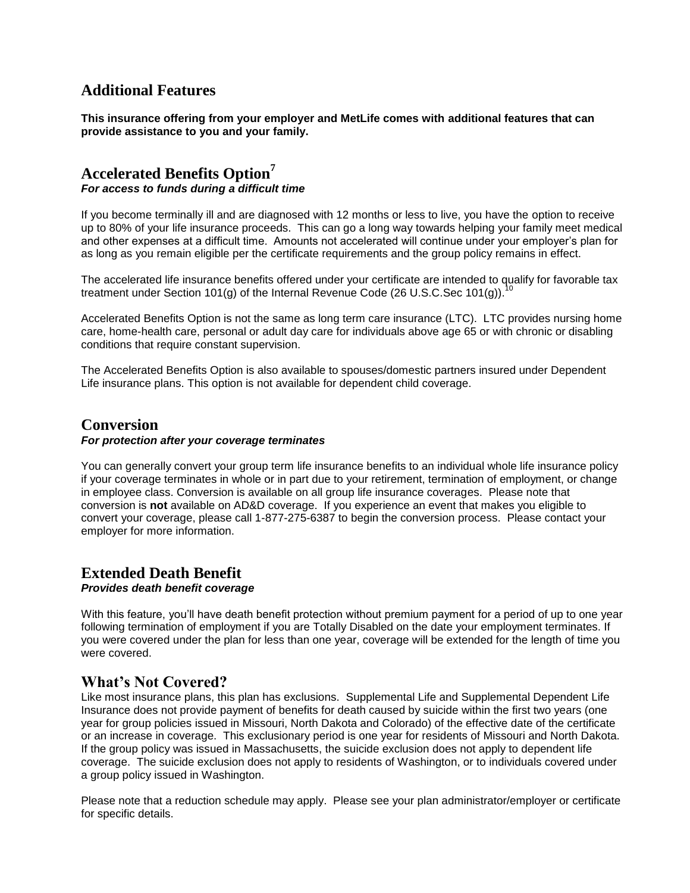## Additional Features

**This insurance offering from your employer and MetLife comes with additional features that can provide assistance to you and your family.**

## Accelerated Benefits Option[7]

***For access to funds during a difficult time***

If you become terminally ill and are diagnosed with 12 months or less to live, you have the option to receive up to 80% of your life insurance proceeds. This can go a long way towards helping your family meet medical and other expenses at a difficult time. Amounts not accelerated will continue under your employer's plan for as long as you remain eligible per the certificate requirements and the group policy remains in effect.

The accelerated life insurance benefits offered under your certificate are intended to qualify for favorable tax treatment under Section 101(g) of the Internal Revenue Code (26 U.S.C.Sec 101(g)).[10]

Accelerated Benefits Option is not the same as long term care insurance (LTC). LTC provides nursing home care, home-health care, personal or adult day care for individuals above age 65 or with chronic or disabling conditions that require constant supervision.

The Accelerated Benefits Option is also available to spouses/domestic partners insured under Dependent Life insurance plans. This option is not available for dependent child coverage.

## Conversion

***For protection after your coverage terminates***

You can generally convert your group term life insurance benefits to an individual whole life insurance policy if your coverage terminates in whole or in part due to your retirement, termination of employment, or change in employee class. Conversion is available on all group life insurance coverages. Please note that conversion is **not** available on AD&D coverage. If you experience an event that makes you eligible to convert your coverage, please call 1-877-275-6387 to begin the conversion process. Please contact your employer for more information.

## Extended Death Benefit

***Provides death benefit coverage***

With this feature, you'll have death benefit protection without premium payment for a period of up to one year following termination of employment if you are Totally Disabled on the date your employment terminates. If you were covered under the plan for less than one year, coverage will be extended for the length of time you were covered.

## What's Not Covered?

Like most insurance plans, this plan has exclusions. Supplemental Life and Supplemental Dependent Life Insurance does not provide payment of benefits for death caused by suicide within the first two years (one year for group policies issued in Missouri, North Dakota and Colorado) of the effective date of the certificate or an increase in coverage. This exclusionary period is one year for residents of Missouri and North Dakota. If the group policy was issued in Massachusetts, the suicide exclusion does not apply to dependent life coverage. The suicide exclusion does not apply to residents of Washington, or to individuals covered under a group policy issued in Washington.

Please note that a reduction schedule may apply. Please see your plan administrator/employer or certificate for specific details.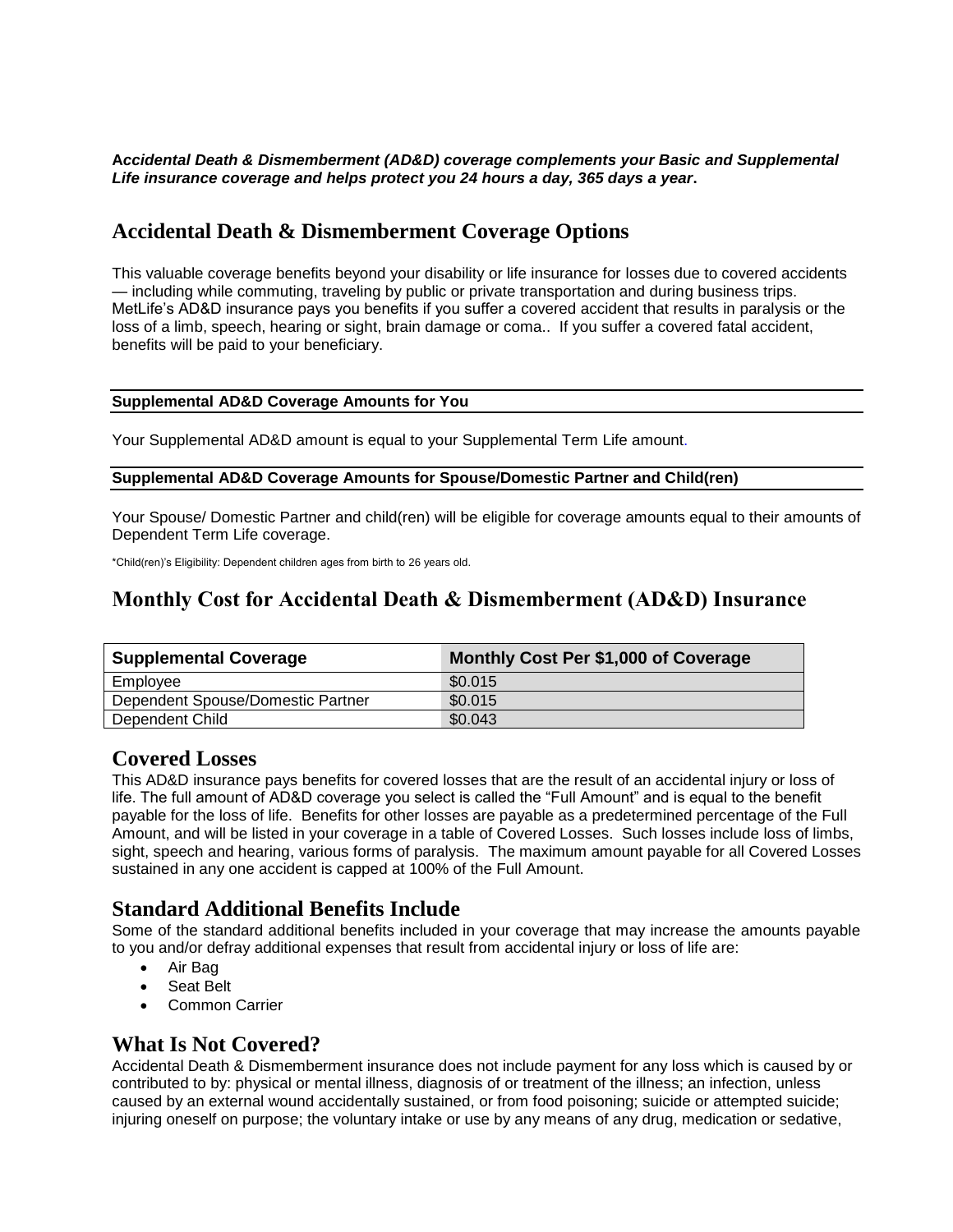***Accidental Death & Dismemberment (AD&D) coverage complements your Basic and Supplemental Life insurance coverage and helps protect you 24 hours a day, 365 days a year*.**

## Accidental Death & Dismemberment Coverage Options

This valuable coverage benefits beyond your disability or life insurance for losses due to covered accidents — including while commuting, traveling by public or private transportation and during business trips. MetLife's AD&D insurance pays you benefits if you suffer a covered accident that results in paralysis or the loss of a limb, speech, hearing or sight, brain damage or coma.. If you suffer a covered fatal accident, benefits will be paid to your beneficiary.

**Supplemental AD&D Coverage Amounts for You**

Your Supplemental AD&D amount is equal to your Supplemental Term Life amount.

**Supplemental AD&D Coverage Amounts for Spouse/Domestic Partner and Child(ren)**

Your Spouse/ Domestic Partner and child(ren) will be eligible for coverage amounts equal to their amounts of Dependent Term Life coverage.

*Child(ren)'s Eligibility: Dependent children ages from birth to 26 years old.

## Monthly Cost for Accidental Death & Dismemberment (AD&D) Insurance

| Supplemental Coverage | Monthly Cost Per $1,000 of Coverage |
|---|---|
| Employee | $0.015 |
| Dependent Spouse/Domestic Partner | $0.015 |
| Dependent Child | $0.043 |

## Covered Losses

This AD&D insurance pays benefits for covered losses that are the result of an accidental injury or loss of life. The full amount of AD&D coverage you select is called the "Full Amount" and is equal to the benefit payable for the loss of life. Benefits for other losses are payable as a predetermined percentage of the Full Amount, and will be listed in your coverage in a table of Covered Losses. Such losses include loss of limbs, sight, speech and hearing, various forms of paralysis. The maximum amount payable for all Covered Losses sustained in any one accident is capped at 100% of the Full Amount.

## Standard Additional Benefits Include

Some of the standard additional benefits included in your coverage that may increase the amounts payable to you and/or defray additional expenses that result from accidental injury or loss of life are:

- Air Bag
- Seat Belt
- Common Carrier

## What Is Not Covered?

Accidental Death & Dismemberment insurance does not include payment for any loss which is caused by or contributed to by: physical or mental illness, diagnosis of or treatment of the illness; an infection, unless caused by an external wound accidentally sustained, or from food poisoning; suicide or attempted suicide; injuring oneself on purpose; the voluntary intake or use by any means of any drug, medication or sedative,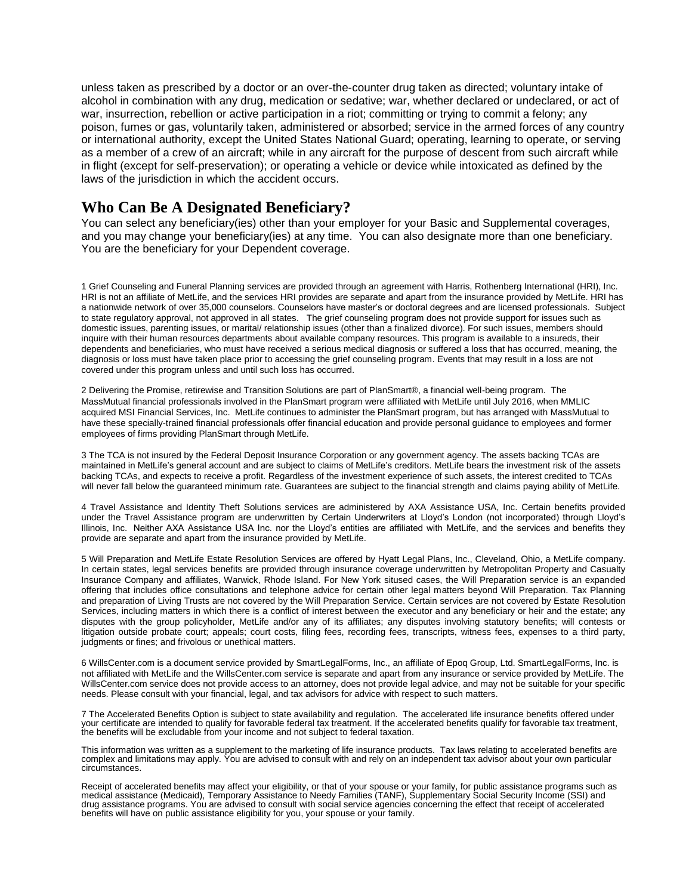unless taken as prescribed by a doctor or an over-the-counter drug taken as directed; voluntary intake of alcohol in combination with any drug, medication or sedative; war, whether declared or undeclared, or act of war, insurrection, rebellion or active participation in a riot; committing or trying to commit a felony; any poison, fumes or gas, voluntarily taken, administered or absorbed; service in the armed forces of any country or international authority, except the United States National Guard; operating, learning to operate, or serving as a member of a crew of an aircraft; while in any aircraft for the purpose of descent from such aircraft while in flight (except for self-preservation); or operating a vehicle or device while intoxicated as defined by the laws of the jurisdiction in which the accident occurs.

## Who Can Be A Designated Beneficiary?

You can select any beneficiary(ies) other than your employer for your Basic and Supplemental coverages, and you may change your beneficiary(ies) at any time. You can also designate more than one beneficiary. You are the beneficiary for your Dependent coverage.

1 Grief Counseling and Funeral Planning services are provided through an agreement with Harris, Rothenberg International (HRI), Inc. HRI is not an affiliate of MetLife, and the services HRI provides are separate and apart from the insurance provided by MetLife. HRI has a nationwide network of over 35,000 counselors. Counselors have master's or doctoral degrees and are licensed professionals. Subject to state regulatory approval, not approved in all states. The grief counseling program does not provide support for issues such as domestic issues, parenting issues, or marital/ relationship issues (other than a finalized divorce). For such issues, members should inquire with their human resources departments about available company resources. This program is available to a insureds, their dependents and beneficiaries, who must have received a serious medical diagnosis or suffered a loss that has occurred, meaning, the diagnosis or loss must have taken place prior to accessing the grief counseling program. Events that may result in a loss are not covered under this program unless and until such loss has occurred.

2 Delivering the Promise, retirewise and Transition Solutions are part of PlanSmart®, a financial well-being program. The MassMutual financial professionals involved in the PlanSmart program were affiliated with MetLife until July 2016, when MMLIC acquired MSI Financial Services, Inc. MetLife continues to administer the PlanSmart program, but has arranged with MassMutual to have these specially-trained financial professionals offer financial education and provide personal guidance to employees and former employees of firms providing PlanSmart through MetLife.

3 The TCA is not insured by the Federal Deposit Insurance Corporation or any government agency. The assets backing TCAs are maintained in MetLife's general account and are subject to claims of MetLife's creditors. MetLife bears the investment risk of the assets backing TCAs, and expects to receive a profit. Regardless of the investment experience of such assets, the interest credited to TCAs will never fall below the guaranteed minimum rate. Guarantees are subject to the financial strength and claims paying ability of MetLife.

4 Travel Assistance and Identity Theft Solutions services are administered by AXA Assistance USA, Inc. Certain benefits provided under the Travel Assistance program are underwritten by Certain Underwriters at Lloyd's London (not incorporated) through Lloyd's Illinois, Inc. Neither AXA Assistance USA Inc. nor the Lloyd's entities are affiliated with MetLife, and the services and benefits they provide are separate and apart from the insurance provided by MetLife.

5 Will Preparation and MetLife Estate Resolution Services are offered by Hyatt Legal Plans, Inc., Cleveland, Ohio, a MetLife company. In certain states, legal services benefits are provided through insurance coverage underwritten by Metropolitan Property and Casualty Insurance Company and affiliates, Warwick, Rhode Island. For New York sitused cases, the Will Preparation service is an expanded offering that includes office consultations and telephone advice for certain other legal matters beyond Will Preparation. Tax Planning and preparation of Living Trusts are not covered by the Will Preparation Service. Certain services are not covered by Estate Resolution Services, including matters in which there is a conflict of interest between the executor and any beneficiary or heir and the estate; any disputes with the group policyholder, MetLife and/or any of its affiliates; any disputes involving statutory benefits; will contests or litigation outside probate court; appeals; court costs, filing fees, recording fees, transcripts, witness fees, expenses to a third party, judgments or fines; and frivolous or unethical matters.

6 WillsCenter.com is a document service provided by SmartLegalForms, Inc., an affiliate of Epoq Group, Ltd. SmartLegalForms, Inc. is not affiliated with MetLife and the WillsCenter.com service is separate and apart from any insurance or service provided by MetLife. The WillsCenter.com service does not provide access to an attorney, does not provide legal advice, and may not be suitable for your specific needs. Please consult with your financial, legal, and tax advisors for advice with respect to such matters.

7 The Accelerated Benefits Option is subject to state availability and regulation. The accelerated life insurance benefits offered under your certificate are intended to qualify for favorable federal tax treatment. If the accelerated benefits qualify for favorable tax treatment, the benefits will be excludable from your income and not subject to federal taxation.

This information was written as a supplement to the marketing of life insurance products. Tax laws relating to accelerated benefits are complex and limitations may apply. You are advised to consult with and rely on an independent tax advisor about your own particular circumstances.

Receipt of accelerated benefits may affect your eligibility, or that of your spouse or your family, for public assistance programs such as medical assistance (Medicaid), Temporary Assistance to Needy Families (TANF), Supplementary Social Security Income (SSI) and drug assistance programs. You are advised to consult with social service agencies concerning the effect that receipt of accelerated benefits will have on public assistance eligibility for you, your spouse or your family.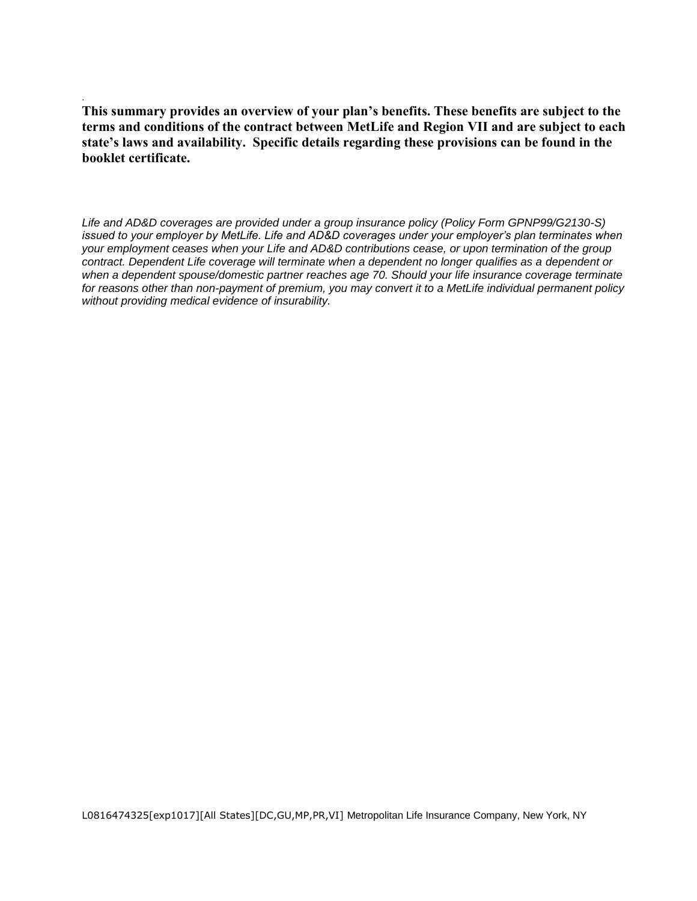**This summary provides an overview of your plan's benefits. These benefits are subject to the terms and conditions of the contract between MetLife and Region VII and are subject to each state's laws and availability. Specific details regarding these provisions can be found in the booklet certificate.**

*Life and AD&D coverages are provided under a group insurance policy (Policy Form GPNP99/G2130-S) issued to your employer by MetLife. Life and AD&D coverages under your employer's plan terminates when your employment ceases when your Life and AD&D contributions cease, or upon termination of the group contract. Dependent Life coverage will terminate when a dependent no longer qualifies as a dependent or when a dependent spouse/domestic partner reaches age 70. Should your life insurance coverage terminate for reasons other than non-payment of premium, you may convert it to a MetLife individual permanent policy without providing medical evidence of insurability.*

L0816474325[exp1017][All States][DC,GU,MP,PR,VI] Metropolitan Life Insurance Company, New York, NY